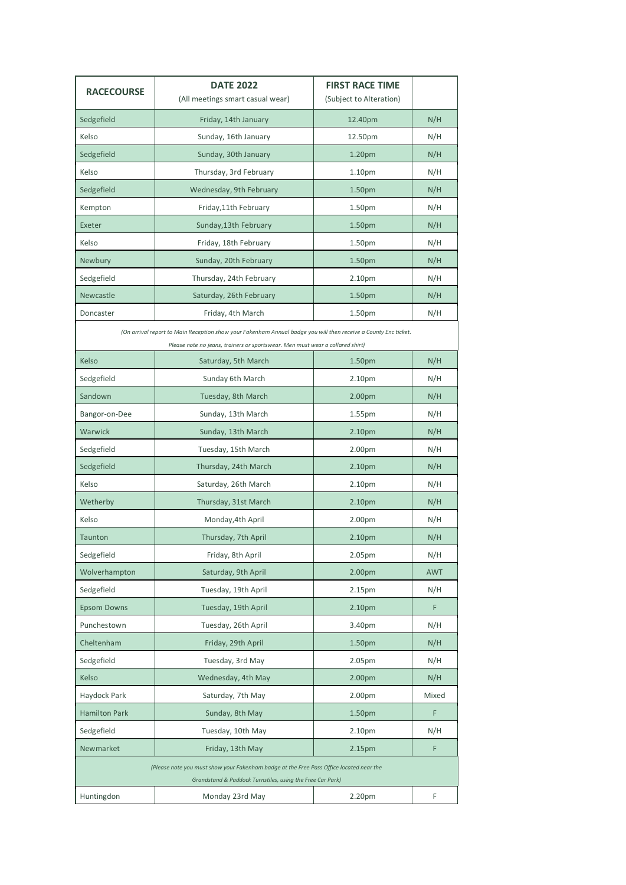| **RACECOURSE** | **DATE 2022** (All meetings smart casual wear) | **FIRST RACE TIME** (Subject to Alteration) | |
|---|---|---|---|
| Sedgefield | Friday, 14th January | 12.40pm | N/H |
| Kelso | Sunday, 16th January | 12.50pm | N/H |
| Sedgefield | Sunday, 30th January | 1.20pm | N/H |
| Kelso | Thursday, 3rd February | 1.10pm | N/H |
| Sedgefield | Wednesday, 9th February | 1.50pm | N/H |
| Kempton | Friday,11th February | 1.50pm | N/H |
| Exeter | Sunday,13th February | 1.50pm | N/H |
| Kelso | Friday, 18th February | 1.50pm | N/H |
| Newbury | Sunday, 20th February | 1.50pm | N/H |
| Sedgefield | Thursday, 24th February | 2.10pm | N/H |
| Newcastle | Saturday, 26th February | 1.50pm | N/H |
| Doncaster | Friday, 4th March | 1.50pm | N/H |
| *(On arrival report to Main Reception show your Fakenham Annual badge you will then receive a County Enc ticket. Please note no jeans, trainers or sportswear. Men must wear a collared shirt)* | | | |
| Kelso | Saturday, 5th March | 1.50pm | N/H |
| Sedgefield | Sunday 6th March | 2.10pm | N/H |
| Sandown | Tuesday, 8th March | 2.00pm | N/H |
| Bangor-on-Dee | Sunday, 13th March | 1.55pm | N/H |
| Warwick | Sunday, 13th March | 2.10pm | N/H |
| Sedgefield | Tuesday, 15th March | 2.00pm | N/H |
| Sedgefield | Thursday, 24th March | 2.10pm | N/H |
| Kelso | Saturday, 26th March | 2.10pm | N/H |
| Wetherby | Thursday, 31st March | 2.10pm | N/H |
| Kelso | Monday,4th April | 2.00pm | N/H |
| Taunton | Thursday, 7th April | 2.10pm | N/H |
| Sedgefield | Friday, 8th April | 2.05pm | N/H |
| Wolverhampton | Saturday, 9th April | 2.00pm | AWT |
| Sedgefield | Tuesday, 19th April | 2.15pm | N/H |
| Epsom Downs | Tuesday, 19th April | 2.10pm | F |
| Punchestown | Tuesday, 26th April | 3.40pm | N/H |
| Cheltenham | Friday, 29th April | 1.50pm | N/H |
| Sedgefield | Tuesday, 3rd May | 2.05pm | N/H |
| Kelso | Wednesday, 4th May | 2.00pm | N/H |
| Haydock Park | Saturday, 7th May | 2.00pm | Mixed |
| Hamilton Park | Sunday, 8th May | 1.50pm | F |
| Sedgefield | Tuesday, 10th May | 2.10pm | N/H |
| Newmarket | Friday, 13th May | 2.15pm | F |
| *(Please note you must show your Fakenham badge at the Free Pass Office located near the Grandstand & Paddock Turnstiles, using the Free Car Park)* | | | |
| Huntingdon | Monday 23rd May | 2.20pm | F |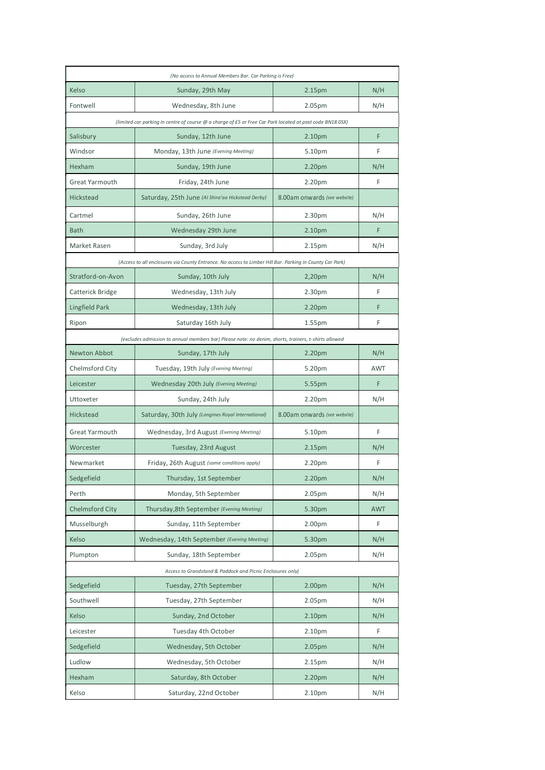| | | | |
|---|---|---|---|
| *(No access to Annual Members Bar. Car Parking is Free)* | | | |
| Kelso | Sunday, 29th May | 2.15pm | N/H |
| Fontwell | Wednesday, 8th June | 2.05pm | N/H |
| *(limited car parking in centre of course @ a charge of £5 or Free Car Park located at post code BN18 0SX)* | | | |
| Salisbury | Sunday, 12th June | 2.10pm | F |
| Windsor | Monday, 13th June *(Evening Meeting)* | 5.10pm | F |
| Hexham | Sunday, 19th June | 2.20pm | N/H |
| Great Yarmouth | Friday, 24th June | 2.20pm | F |
| Hickstead | Saturday, 25th June *(Al Shira'aa Hickstead Derby)* | 8.00am onwards *(see website)* | |
| Cartmel | Sunday, 26th June | 2.30pm | N/H |
| Bath | Wednesday 29th June | 2.10pm | F |
| Market Rasen | Sunday, 3rd July | 2.15pm | N/H |
| *(Access to all enclosures via County Entrance. No access to Limber Hill Bar. Parking in County Car Park)* | | | |
| Stratford-on-Avon | Sunday, 10th July | 2,20pm | N/H |
| Catterick Bridge | Wednesday, 13th July | 2.30pm | F |
| Lingfield Park | Wednesday, 13th July | 2.20pm | F |
| Ripon | Saturday 16th July | 1.55pm | F |
| *(excludes admission to annual members bar) Please note: no denim, shorts, trainers, t-shirts allowed* | | | |
| Newton Abbot | Sunday, 17th July | 2.20pm | N/H |
| Chelmsford City | Tuesday, 19th July *(Evening Meeting)* | 5.20pm | AWT |
| Leicester | Wednesday 20th July *(Evening Meeting)* | 5.55pm | F |
| Uttoxeter | Sunday, 24th July | 2.20pm | N/H |
| Hickstead | Saturday, 30th July *(Longines Royal International)* | 8.00am onwards *(see website)* | |
| Great Yarmouth | Wednesday, 3rd August *(Evening Meeting)* | 5.10pm | F |
| Worcester | Tuesday, 23rd August | 2.15pm | N/H |
| Newmarket | Friday, 26th August *(some conditions apply)* | 2.20pm | F |
| Sedgefield | Thursday, 1st September | 2.20pm | N/H |
| Perth | Monday, 5th September | 2.05pm | N/H |
| Chelmsford City | Thursday,8th September *(Evening Meeting)* | 5.30pm | AWT |
| Musselburgh | Sunday, 11th September | 2.00pm | F |
| Kelso | Wednesday, 14th September *(Evening Meeting)* | 5.30pm | N/H |
| Plumpton | Sunday, 18th September | 2.05pm | N/H |
| *Access to Grandstand & Paddock and Picnic Enclosures only)* | | | |
| Sedgefield | Tuesday, 27th September | 2.00pm | N/H |
| Southwell | Tuesday, 27th September | 2.05pm | N/H |
| Kelso | Sunday, 2nd October | 2.10pm | N/H |
| Leicester | Tuesday 4th October | 2.10pm | F |
| Sedgefield | Wednesday, 5th October | 2.05pm | N/H |
| Ludlow | Wednesday, 5th October | 2.15pm | N/H |
| Hexham | Saturday, 8th October | 2.20pm | N/H |
| Kelso | Saturday, 22nd October | 2.10pm | N/H |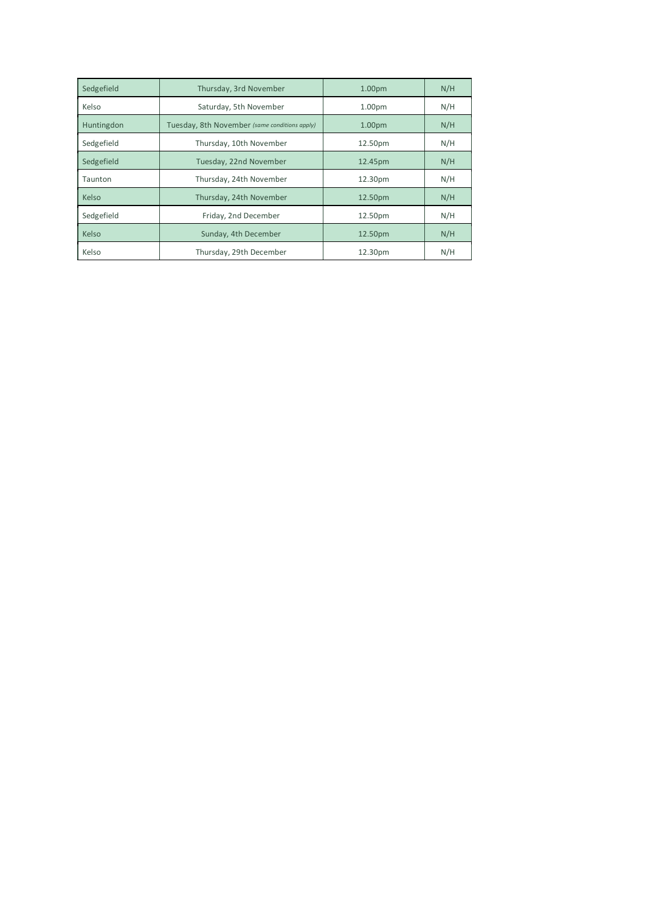| | | | |
|---|---|---|---|
| Sedgefield | Thursday, 3rd November | 1.00pm | N/H |
| Kelso | Saturday, 5th November | 1.00pm | N/H |
| Huntingdon | Tuesday, 8th November *(same conditions apply)* | 1.00pm | N/H |
| Sedgefield | Thursday, 10th November | 12.50pm | N/H |
| Sedgefield | Tuesday, 22nd November | 12.45pm | N/H |
| Taunton | Thursday, 24th November | 12.30pm | N/H |
| Kelso | Thursday, 24th November | 12.50pm | N/H |
| Sedgefield | Friday, 2nd December | 12.50pm | N/H |
| Kelso | Sunday, 4th December | 12.50pm | N/H |
| Kelso | Thursday, 29th December | 12.30pm | N/H |